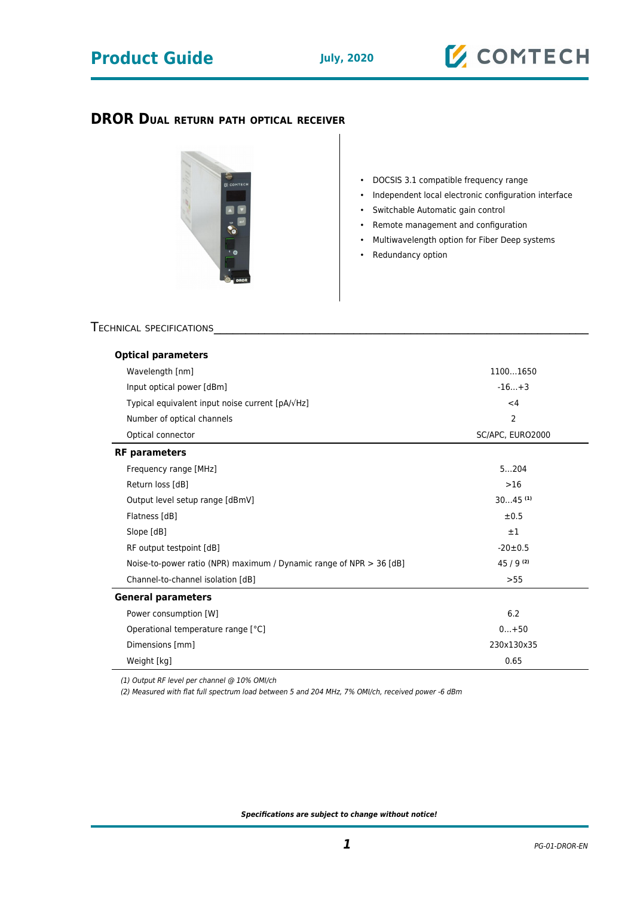# Product Guide

July, 2020

## DROR Dual return path optical receiver

- DOCSIS 3.1 compatible frequency range
- Independent local electronic configuration interface
- Switchable Automatic gain control
- Remote management and configuration
- Multiwavelength option for Fiber Deep systems
- Redundancy option

## Technical specifications

| Parameter | Value |
|---|---|
| **Optical parameters** | |
| Wavelength [nm] | 1100…1650 |
| Input optical power [dBm] | -16…+3 |
| Typical equivalent input noise current [pA/√Hz] | <4 |
| Number of optical channels | 2 |
| Optical connector | SC/APC, EURO2000 |
| **RF parameters** | |
| Frequency range [MHz] | 5…204 |
| Return loss [dB] | >16 |
| Output level setup range [dBmV] | 30…45 (1) |
| Flatness [dB] | ±0.5 |
| Slope [dB] | ±1 |
| RF output testpoint [dB] | -20±0.5 |
| Noise-to-power ratio (NPR) maximum / Dynamic range of NPR > 36 [dB] | 45 / 9 (2) |
| Channel-to-channel isolation [dB] | >55 |
| **General parameters** | |
| Power consumption [W] | 6.2 |
| Operational temperature range [°C] | 0…+50 |
| Dimensions [mm] | 230x130x35 |
| Weight [kg] | 0.65 |

*(1) Output RF level per channel @ 10% OMI/ch*

*(2) Measured with flat full spectrum load between 5 and 204 MHz, 7% OMI/ch, received power -6 dBm*

***Specifications are subject to change without notice!***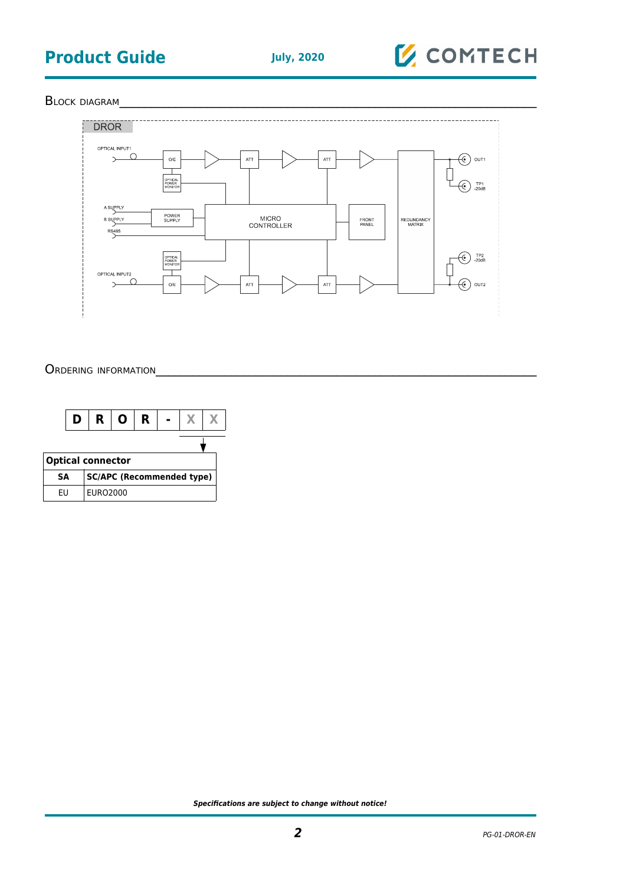## Block diagram

DROR

OPTICAL INPUT1

O/E

OPTICAL POWER MONITOR

ATT

ATT

A SUPPLY

B SUPPLY

RS485

POWER SUPPLY

MICRO CONTROLLER

FRONT PANEL

REDUNDANCY MATRIX

OUT1

TP1 -20dB

TP2 -20dB

OUT2

OPTICAL POWER MONITOR

OPTICAL INPUT2

O/E

ATT

ATT

## Ordering information

| D | R | O | R | - | X | X |
|---|---|---|---|---|---|---|

| Optical connector | |
|---|---|
| **SA** | **SC/APC (Recommended type)** |
| EU | EURO2000 |

***Specifications are subject to change without notice!***